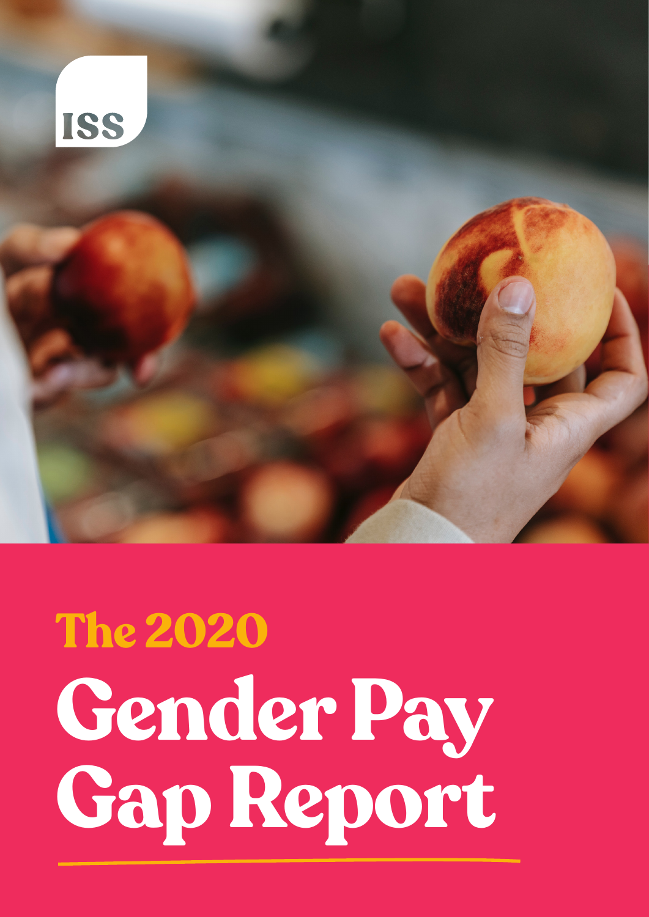ISS

# The 2020 Gender Pay Gap Report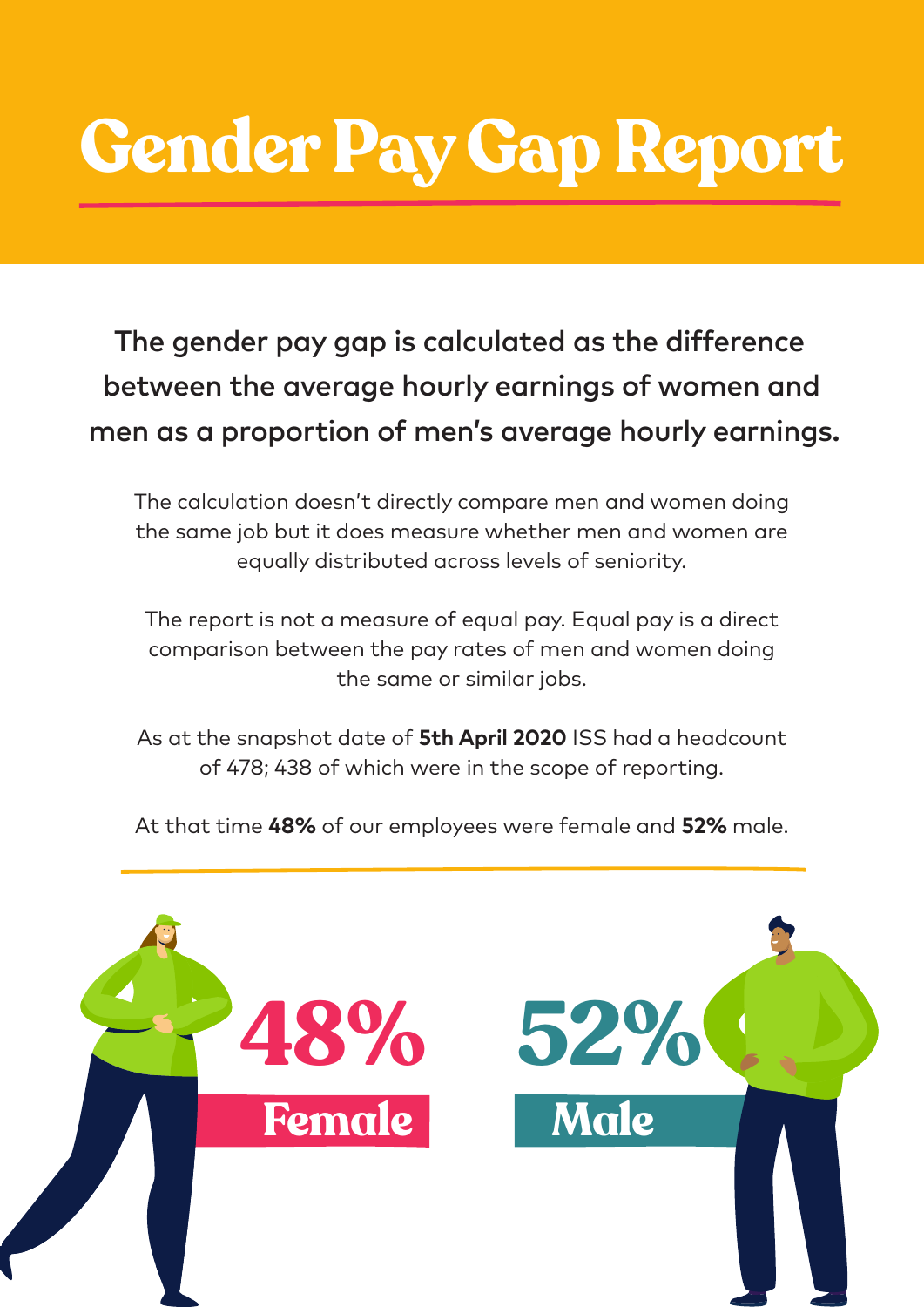# Gender Pay Gap Report

**The gender pay gap is calculated as the difference between the average hourly earnings of women and men as a proportion of men's average hourly earnings.**

The calculation doesn't directly compare men and women doing the same job but it does measure whether men and women are equally distributed across levels of seniority.

The report is not a measure of equal pay. Equal pay is a direct comparison between the pay rates of men and women doing the same or similar jobs.

As at the snapshot date of **5th April 2020** ISS had a headcount of 478; 438 of which were in the scope of reporting.

At that time **48%** of our employees were female and **52%** male.

**48%** Female

**52%** Male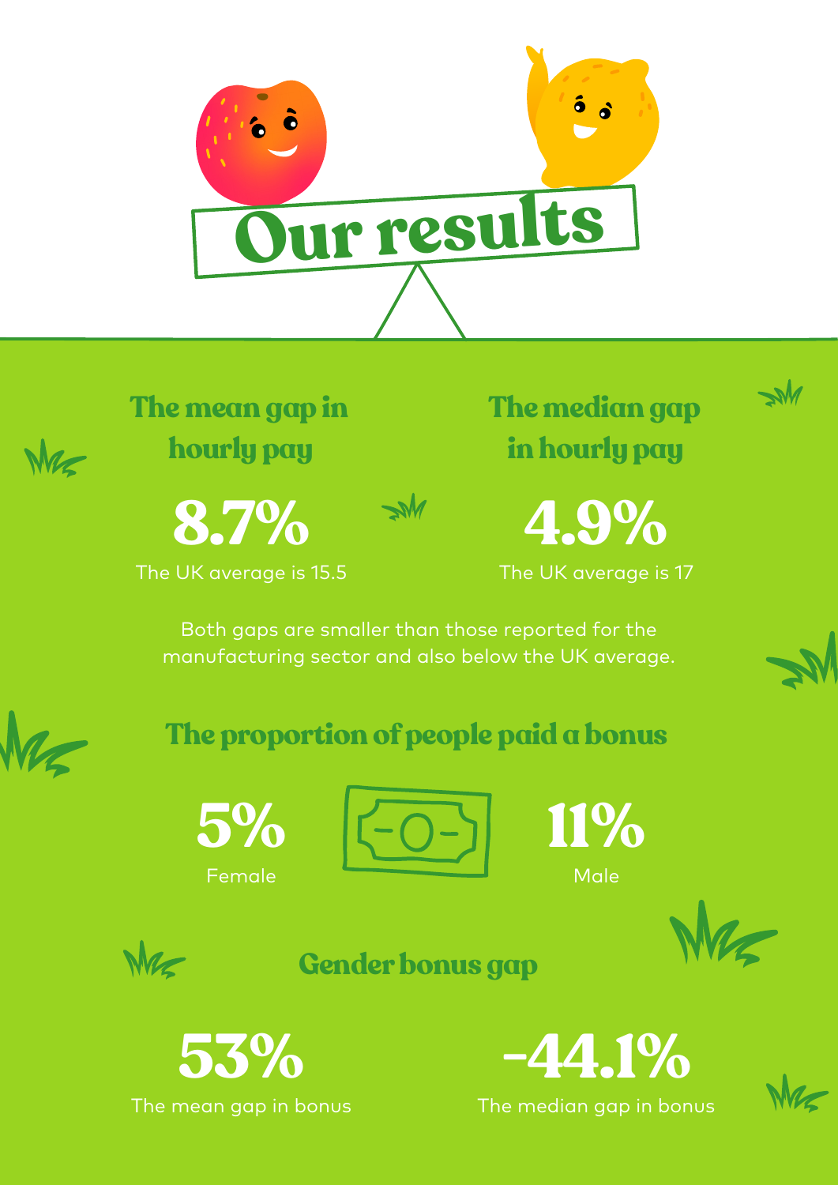# Our results

## The mean gap in hourly pay

**8.7%**

The UK average is 15.5

## The median gap in hourly pay

**4.9%**

The UK average is 17

Both gaps are smaller than those reported for the manufacturing sector and also below the UK average.

## The proportion of people paid a bonus

**5%**

Female

**11%**

Male

## Gender bonus gap

**53%**

The mean gap in bonus

**-44.1%**

The median gap in bonus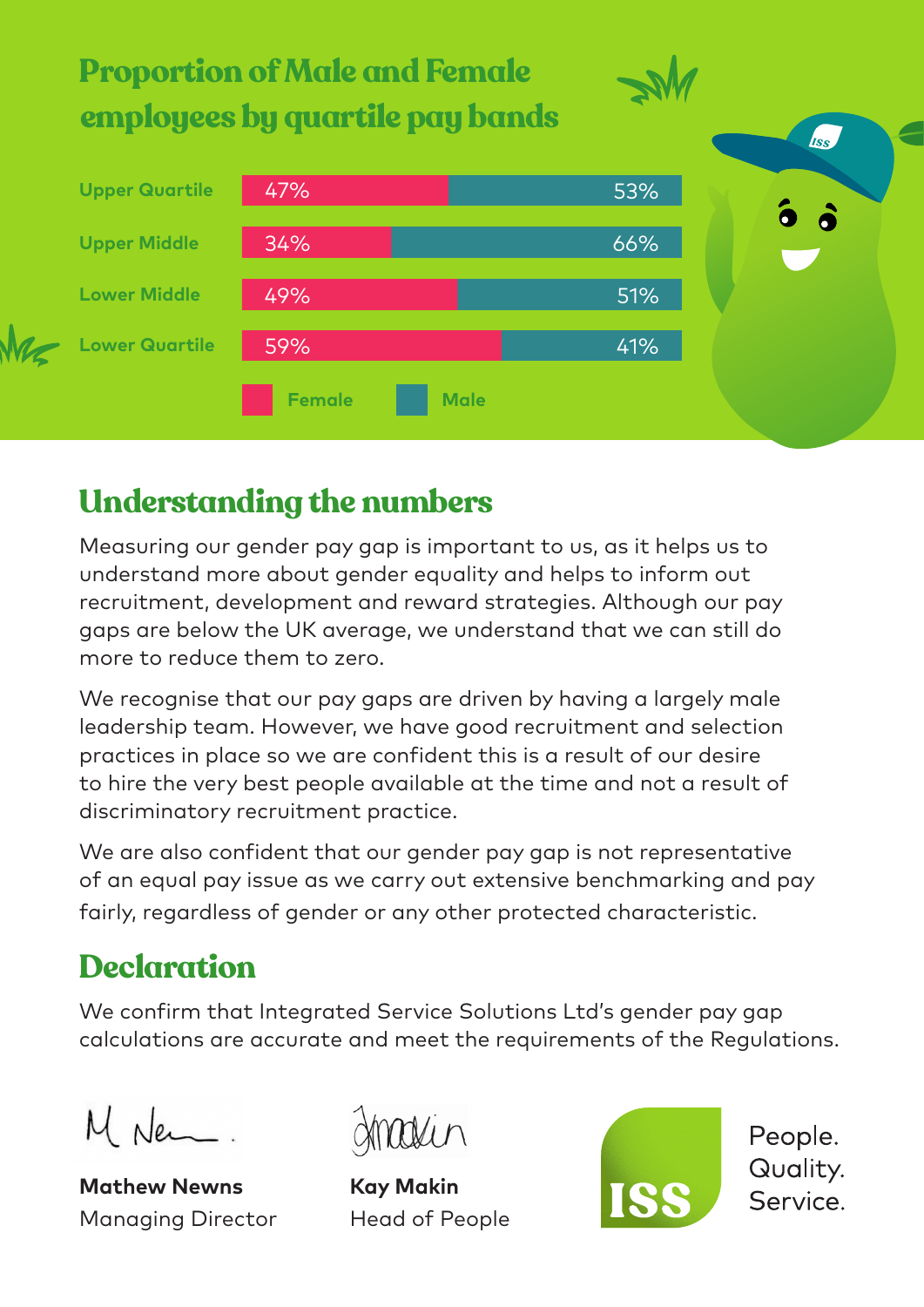## Proportion of Male and Female employees by quartile pay bands

Upper Quartile 47% 53%

Upper Middle 34% 66%

Lower Middle 49% 51%

Lower Quartile 59% 41%

Female Male

## Understanding the numbers

Measuring our gender pay gap is important to us, as it helps us to understand more about gender equality and helps to inform out recruitment, development and reward strategies. Although our pay gaps are below the UK average, we understand that we can still do more to reduce them to zero.

We recognise that our pay gaps are driven by having a largely male leadership team. However, we have good recruitment and selection practices in place so we are confident this is a result of our desire to hire the very best people available at the time and not a result of discriminatory recruitment practice.

We are also confident that our gender pay gap is not representative of an equal pay issue as we carry out extensive benchmarking and pay fairly, regardless of gender or any other protected characteristic.

## Declaration

We confirm that Integrated Service Solutions Ltd's gender pay gap calculations are accurate and meet the requirements of the Regulations.

**Mathew Newns**
Managing Director

**Kay Makin**
Head of People

ISS

People.
Quality.
Service.